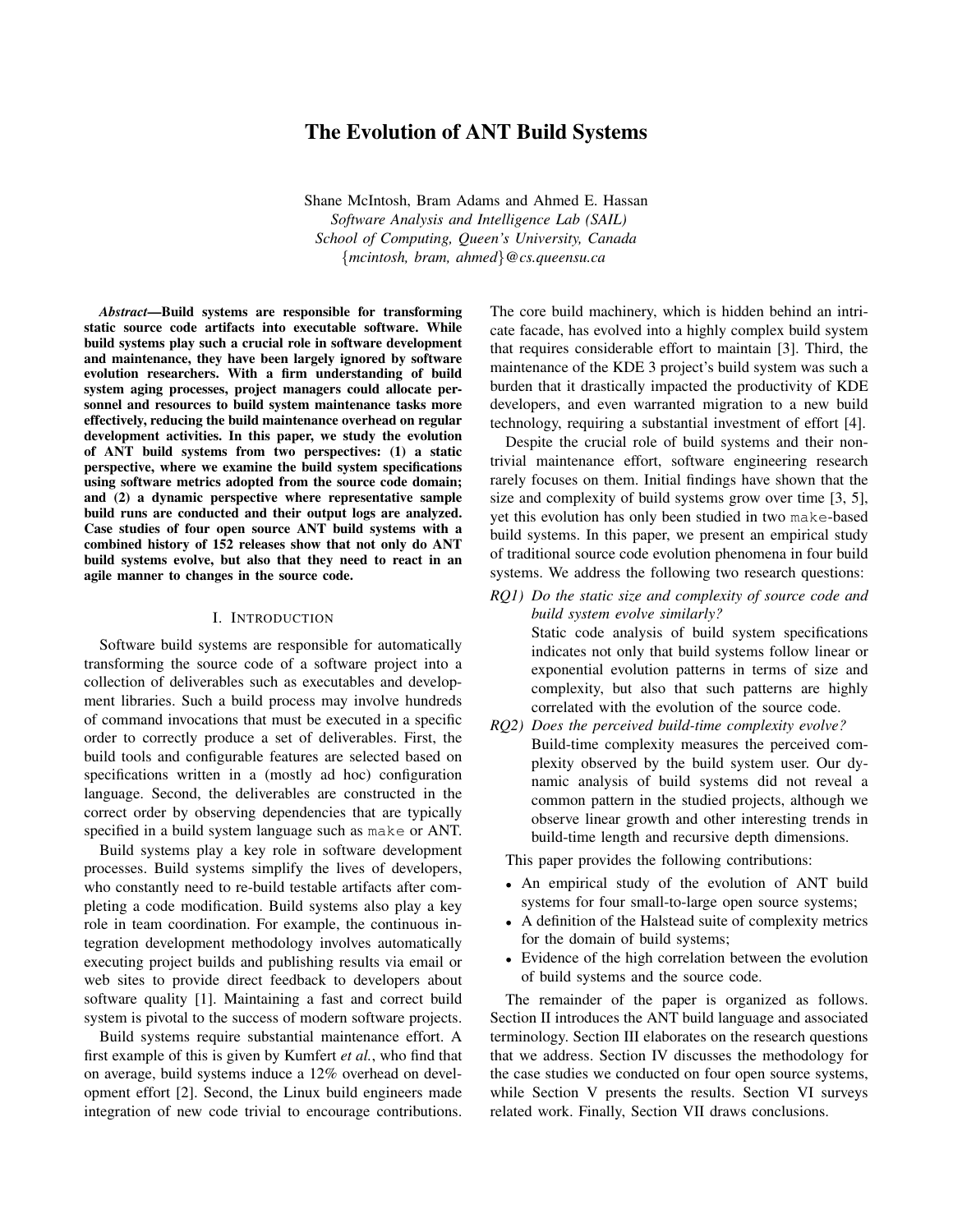# The Evolution of ANT Build Systems

Shane McIntosh, Bram Adams and Ahmed E. Hassan

*Software Analysis and Intelligence Lab (SAIL)*
*School of Computing, Queen's University, Canada*
{*mcintosh, bram, ahmed*}*@cs.queensu.ca*

***Abstract*—Build systems are responsible for transforming static source code artifacts into executable software. While build systems play such a crucial role in software development and maintenance, they have been largely ignored by software evolution researchers. With a firm understanding of build system aging processes, project managers could allocate personnel and resources to build system maintenance tasks more effectively, reducing the build maintenance overhead on regular development activities. In this paper, we study the evolution of ANT build systems from two perspectives: (1) a static perspective, where we examine the build system specifications using software metrics adopted from the source code domain; and (2) a dynamic perspective where representative sample build runs are conducted and their output logs are analyzed. Case studies of four open source ANT build systems with a combined history of 152 releases show that not only do ANT build systems evolve, but also that they need to react in an agile manner to changes in the source code.**

## I. Introduction

Software build systems are responsible for automatically transforming the source code of a software project into a collection of deliverables such as executables and development libraries. Such a build process may involve hundreds of command invocations that must be executed in a specific order to correctly produce a set of deliverables. First, the build tools and configurable features are selected based on specifications written in a (mostly ad hoc) configuration language. Second, the deliverables are constructed in the correct order by observing dependencies that are typically specified in a build system language such as `make` or ANT.

Build systems play a key role in software development processes. Build systems simplify the lives of developers, who constantly need to re-build testable artifacts after completing a code modification. Build systems also play a key role in team coordination. For example, the continuous integration development methodology involves automatically executing project builds and publishing results via email or web sites to provide direct feedback to developers about software quality [1]. Maintaining a fast and correct build system is pivotal to the success of modern software projects.

Build systems require substantial maintenance effort. A first example of this is given by Kumfert *et al.*, who find that on average, build systems induce a 12% overhead on development effort [2]. Second, the Linux build engineers made integration of new code trivial to encourage contributions. The core build machinery, which is hidden behind an intricate facade, has evolved into a highly complex build system that requires considerable effort to maintain [3]. Third, the maintenance of the KDE 3 project's build system was such a burden that it drastically impacted the productivity of KDE developers, and even warranted migration to a new build technology, requiring a substantial investment of effort [4].

Despite the crucial role of build systems and their non-trivial maintenance effort, software engineering research rarely focuses on them. Initial findings have shown that the size and complexity of build systems grow over time [3, 5], yet this evolution has only been studied in two `make`-based build systems. In this paper, we present an empirical study of traditional source code evolution phenomena in four build systems. We address the following two research questions:

*RQ1) Do the static size and complexity of source code and build system evolve similarly?*
Static code analysis of build system specifications indicates not only that build systems follow linear or exponential evolution patterns in terms of size and complexity, but also that such patterns are highly correlated with the evolution of the source code.

*RQ2) Does the perceived build-time complexity evolve?*
Build-time complexity measures the perceived complexity observed by the build system user. Our dynamic analysis of build systems did not reveal a common pattern in the studied projects, although we observe linear growth and other interesting trends in build-time length and recursive depth dimensions.

This paper provides the following contributions:

- An empirical study of the evolution of ANT build systems for four small-to-large open source systems;
- A definition of the Halstead suite of complexity metrics for the domain of build systems;
- Evidence of the high correlation between the evolution of build systems and the source code.

The remainder of the paper is organized as follows. Section II introduces the ANT build language and associated terminology. Section III elaborates on the research questions that we address. Section IV discusses the methodology for the case studies we conducted on four open source systems, while Section V presents the results. Section VI surveys related work. Finally, Section VII draws conclusions.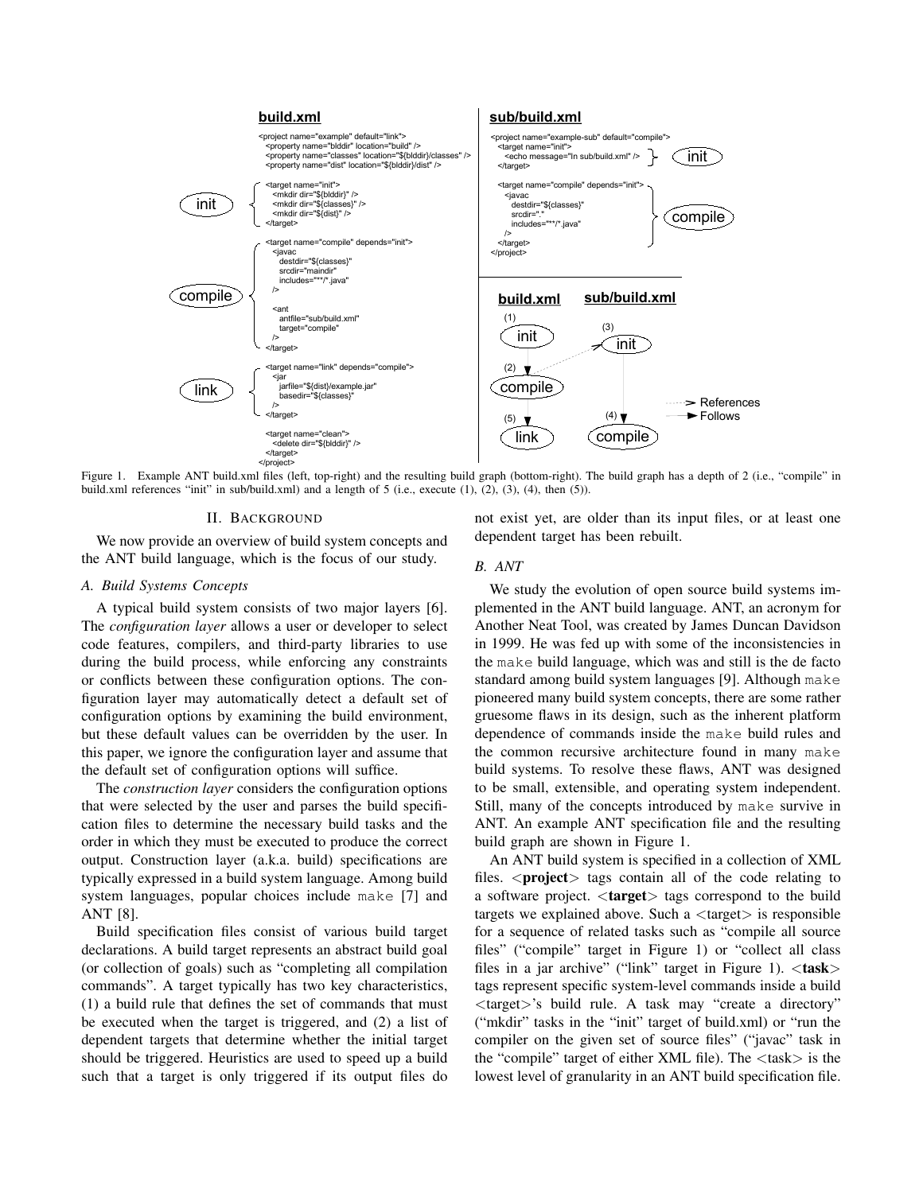**build.xml**

```xml
<project name="example" default="link">
  <property name="blddir" location="build" />
  <property name="classes" location="${blddir}/classes" />
  <property name="dist" location="${blddir}/dist" />

  <target name="init">
    <mkdir dir="${blddir}" />
    <mkdir dir="${classes}" />
    <mkdir dir="${dist}" />
  </target>

  <target name="compile" depends="init">
    <javac
      destdir="${classes}"
      srcdir="maindir"
      includes="**/*.java"
    />

    <ant
      antfile="sub/build.xml"
      target="compile"
    />
  </target>

  <target name="link" depends="compile">
    <jar
      jarfile="${dist}/example.jar"
      basedir="${classes}"
    />
  </target>

  <target name="clean">
    <delete dir="${blddir}" />
  </target>
</project>
```

**sub/build.xml**

```xml
<project name="example-sub" default="compile">
  <target name="init">
    <echo message="In sub/build.xml" />
  </target>

  <target name="compile" depends="init">
    <javac
      destdir="${classes}"
      srcdir="."
      includes="**/*.java"
    />
  </target>
</project>
```

Figure 1. Example ANT build.xml files (left, top-right) and the resulting build graph (bottom-right). The build graph has a depth of 2 (i.e., "compile" in build.xml references "init" in sub/build.xml) and a length of 5 (i.e., execute (1), (2), (3), (4), then (5)).

## II. Background

We now provide an overview of build system concepts and the ANT build language, which is the focus of our study.

### A. Build Systems Concepts

A typical build system consists of two major layers [6]. The *configuration layer* allows a user or developer to select code features, compilers, and third-party libraries to use during the build process, while enforcing any constraints or conflicts between these configuration options. The configuration layer may automatically detect a default set of configuration options by examining the build environment, but these default values can be overridden by the user. In this paper, we ignore the configuration layer and assume that the default set of configuration options will suffice.

The *construction layer* considers the configuration options that were selected by the user and parses the build specification files to determine the necessary build tasks and the order in which they must be executed to produce the correct output. Construction layer (a.k.a. build) specifications are typically expressed in a build system language. Among build system languages, popular choices include make [7] and ANT [8].

Build specification files consist of various build target declarations. A build target represents an abstract build goal (or collection of goals) such as "completing all compilation commands". A target typically has two key characteristics, (1) a build rule that defines the set of commands that must be executed when the target is triggered, and (2) a list of dependent targets that determine whether the initial target should be triggered. Heuristics are used to speed up a build such that a target is only triggered if its output files do not exist yet, are older than its input files, or at least one dependent target has been rebuilt.

### B. ANT

We study the evolution of open source build systems implemented in the ANT build language. ANT, an acronym for Another Neat Tool, was created by James Duncan Davidson in 1999. He was fed up with some of the inconsistencies in the make build language, which was and still is the de facto standard among build system languages [9]. Although make pioneered many build system concepts, there are some rather gruesome flaws in its design, such as the inherent platform dependence of commands inside the make build rules and the common recursive architecture found in many make build systems. To resolve these flaws, ANT was designed to be small, extensible, and operating system independent. Still, many of the concepts introduced by make survive in ANT. An example ANT specification file and the resulting build graph are shown in Figure 1.

An ANT build system is specified in a collection of XML files. <**project**> tags contain all of the code relating to a software project. <**target**> tags correspond to the build targets we explained above. Such a <target> is responsible for a sequence of related tasks such as "compile all source files" ("compile" target in Figure 1) or "collect all class files in a jar archive" ("link" target in Figure 1). <**task**> tags represent specific system-level commands inside a build <target>'s build rule. A task may "create a directory" ("mkdir" tasks in the "init" target of build.xml) or "run the compiler on the given set of source files" ("javac" task in the "compile" target of either XML file). The <task> is the lowest level of granularity in an ANT build specification file.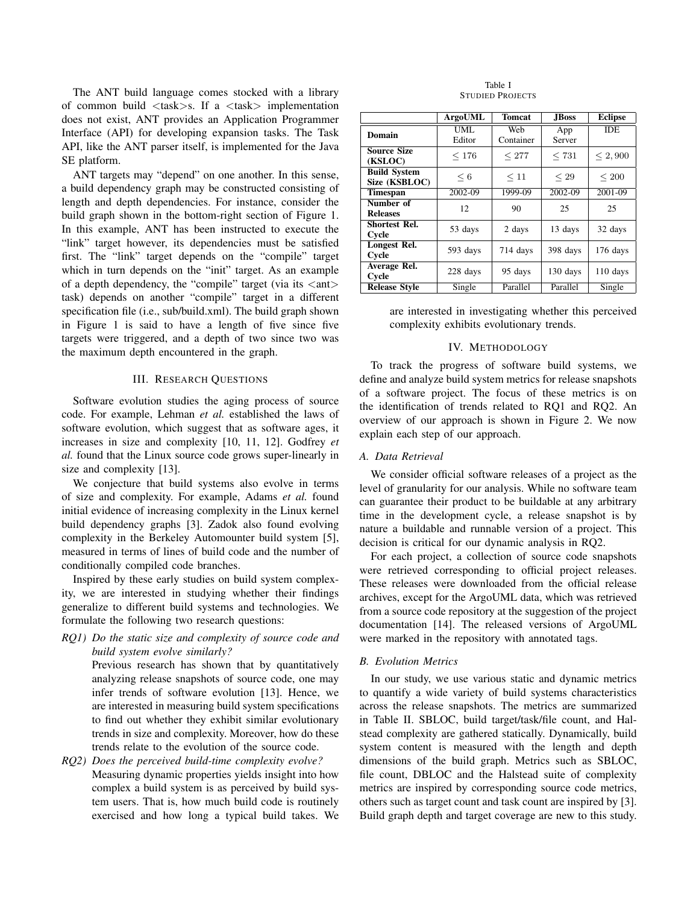The ANT build language comes stocked with a library of common build <task>s. If a <task> implementation does not exist, ANT provides an Application Programmer Interface (API) for developing expansion tasks. The Task API, like the ANT parser itself, is implemented for the Java SE platform.

ANT targets may "depend" on one another. In this sense, a build dependency graph may be constructed consisting of length and depth dependencies. For instance, consider the build graph shown in the bottom-right section of Figure 1. In this example, ANT has been instructed to execute the "link" target however, its dependencies must be satisfied first. The "link" target depends on the "compile" target which in turn depends on the "init" target. As an example of a depth dependency, the "compile" target (via its <ant> task) depends on another "compile" target in a different specification file (i.e., sub/build.xml). The build graph shown in Figure 1 is said to have a length of five since five targets were triggered, and a depth of two since two was the maximum depth encountered in the graph.

## III. Research Questions

Software evolution studies the aging process of source code. For example, Lehman *et al.* established the laws of software evolution, which suggest that as software ages, it increases in size and complexity [10, 11, 12]. Godfrey *et al.* found that the Linux source code grows super-linearly in size and complexity [13].

We conjecture that build systems also evolve in terms of size and complexity. For example, Adams *et al.* found initial evidence of increasing complexity in the Linux kernel build dependency graphs [3]. Zadok also found evolving complexity in the Berkeley Automounter build system [5], measured in terms of lines of build code and the number of conditionally compiled code branches.

Inspired by these early studies on build system complexity, we are interested in studying whether their findings generalize to different build systems and technologies. We formulate the following two research questions:

*RQ1) Do the static size and complexity of source code and build system evolve similarly?*
Previous research has shown that by quantitatively analyzing release snapshots of source code, one may infer trends of software evolution [13]. Hence, we are interested in measuring build system specifications to find out whether they exhibit similar evolutionary trends in size and complexity. Moreover, how do these trends relate to the evolution of the source code.

*RQ2) Does the perceived build-time complexity evolve?*
Measuring dynamic properties yields insight into how complex a build system is as perceived by build system users. That is, how much build code is routinely exercised and how long a typical build takes. We are interested in investigating whether this perceived complexity exhibits evolutionary trends.

Table I
Studied Projects

| | ArgoUML | Tomcat | JBoss | Eclipse |
|---|---|---|---|---|
| **Domain** | UML Editor | Web Container | App Server | IDE |
| **Source Size (KSLOC)** | $\leq 176$ | $\leq 277$ | $\leq 731$ | $\leq 2,900$ |
| **Build System Size (KSBLOC)** | $\leq 6$ | $\leq 11$ | $\leq 29$ | $\leq 200$ |
| **Timespan** | 2002-09 | 1999-09 | 2002-09 | 2001-09 |
| **Number of Releases** | 12 | 90 | 25 | 25 |
| **Shortest Rel. Cycle** | 53 days | 2 days | 13 days | 32 days |
| **Longest Rel. Cycle** | 593 days | 714 days | 398 days | 176 days |
| **Average Rel. Cycle** | 228 days | 95 days | 130 days | 110 days |
| **Release Style** | Single | Parallel | Parallel | Single |

## IV. Methodology

To track the progress of software build systems, we define and analyze build system metrics for release snapshots of a software project. The focus of these metrics is on the identification of trends related to RQ1 and RQ2. An overview of our approach is shown in Figure 2. We now explain each step of our approach.

### A. Data Retrieval

We consider official software releases of a project as the level of granularity for our analysis. While no software team can guarantee their product to be buildable at any arbitrary time in the development cycle, a release snapshot is by nature a buildable and runnable version of a project. This decision is critical for our dynamic analysis in RQ2.

For each project, a collection of source code snapshots were retrieved corresponding to official project releases. These releases were downloaded from the official release archives, except for the ArgoUML data, which was retrieved from a source code repository at the suggestion of the project documentation [14]. The released versions of ArgoUML were marked in the repository with annotated tags.

### B. Evolution Metrics

In our study, we use various static and dynamic metrics to quantify a wide variety of build systems characteristics across the release snapshots. The metrics are summarized in Table II. SBLOC, build target/task/file count, and Halstead complexity are gathered statically. Dynamically, build system content is measured with the length and depth dimensions of the build graph. Metrics such as SBLOC, file count, DBLOC and the Halstead suite of complexity metrics are inspired by corresponding source code metrics, others such as target count and task count are inspired by [3]. Build graph depth and target coverage are new to this study.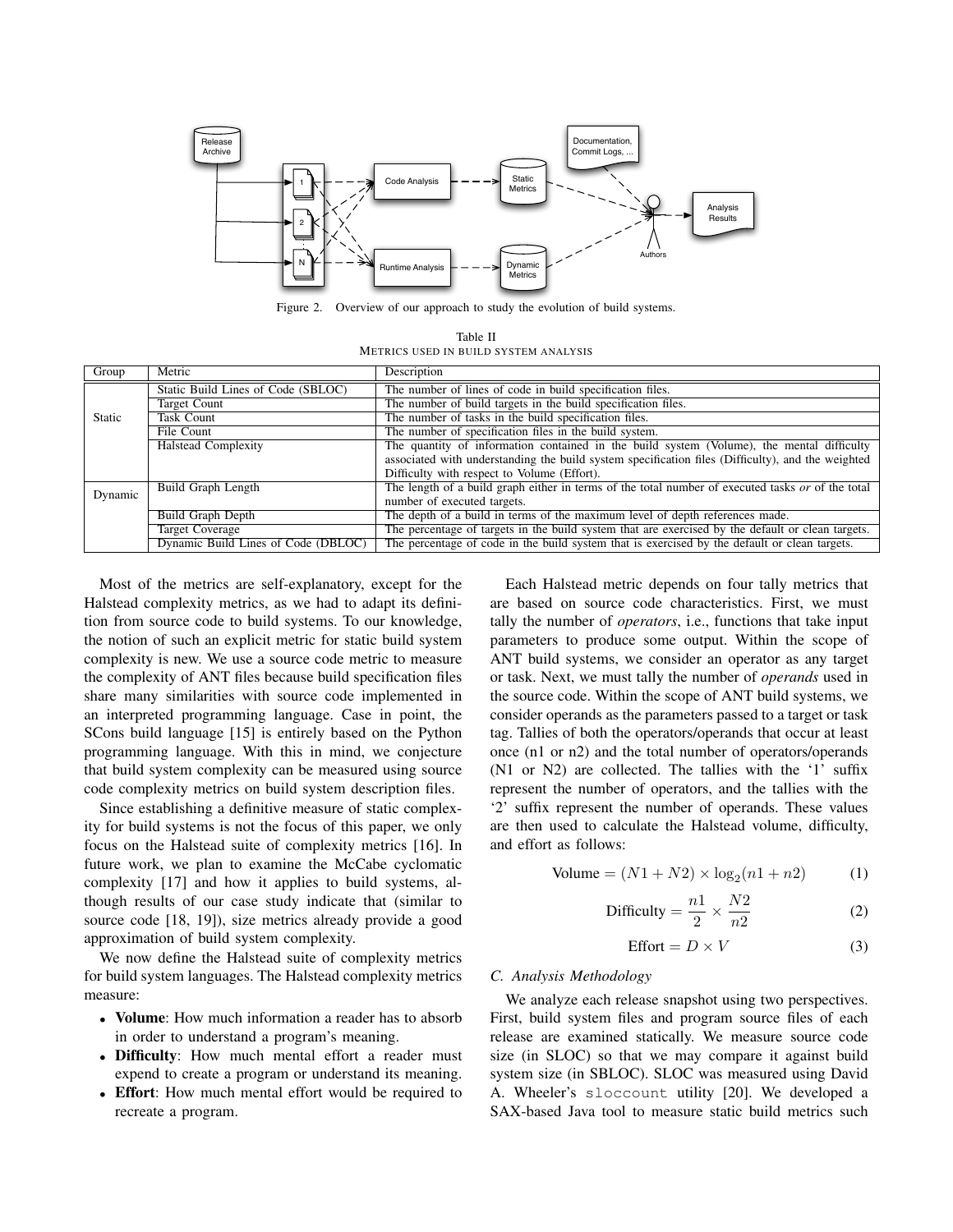Release Archive

1

2

N

Code Analysis

Runtime Analysis

Static Metrics

Dynamic Metrics

Documentation, Commit Logs, ...

Authors

Analysis Results

Figure 2. Overview of our approach to study the evolution of build systems.

Table II
METRICS USED IN BUILD SYSTEM ANALYSIS

| Group | Metric | Description |
|---|---|---|
| Static | Static Build Lines of Code (SBLOC) | The number of lines of code in build specification files. |
| | Target Count | The number of build targets in the build specification files. |
| | Task Count | The number of tasks in the build specification files. |
| | File Count | The number of specification files in the build system. |
| | Halstead Complexity | The quantity of information contained in the build system (Volume), the mental difficulty associated with understanding the build system specification files (Difficulty), and the weighted Difficulty with respect to Volume (Effort). |
| Dynamic | Build Graph Length | The length of a build graph either in terms of the total number of executed tasks *or* of the total number of executed targets. |
| | Build Graph Depth | The depth of a build in terms of the maximum level of depth references made. |
| | Target Coverage | The percentage of targets in the build system that are exercised by the default or clean targets. |
| | Dynamic Build Lines of Code (DBLOC) | The percentage of code in the build system that is exercised by the default or clean targets. |

Most of the metrics are self-explanatory, except for the Halstead complexity metrics, as we had to adapt its definition from source code to build systems. To our knowledge, the notion of such an explicit metric for static build system complexity is new. We use a source code metric to measure the complexity of ANT files because build specification files share many similarities with source code implemented in an interpreted programming language. Case in point, the SCons build language [15] is entirely based on the Python programming language. With this in mind, we conjecture that build system complexity can be measured using source code complexity metrics on build system description files.

Since establishing a definitive measure of static complexity for build systems is not the focus of this paper, we only focus on the Halstead suite of complexity metrics [16]. In future work, we plan to examine the McCabe cyclomatic complexity [17] and how it applies to build systems, although results of our case study indicate that (similar to source code [18, 19]), size metrics already provide a good approximation of build system complexity.

We now define the Halstead suite of complexity metrics for build system languages. The Halstead complexity metrics measure:

- **Volume**: How much information a reader has to absorb in order to understand a program's meaning.
- **Difficulty**: How much mental effort a reader must expend to create a program or understand its meaning.
- **Effort**: How much mental effort would be required to recreate a program.

Each Halstead metric depends on four tally metrics that are based on source code characteristics. First, we must tally the number of *operators*, i.e., functions that take input parameters to produce some output. Within the scope of ANT build systems, we consider an operator as any target or task. Next, we must tally the number of *operands* used in the source code. Within the scope of ANT build systems, we consider operands as the parameters passed to a target or task tag. Tallies of both the operators/operands that occur at least once (n1 or n2) and the total number of operators/operands (N1 or N2) are collected. The tallies with the '1' suffix represent the number of operators, and the tallies with the '2' suffix represent the number of operands. These values are then used to calculate the Halstead volume, difficulty, and effort as follows:

$$\text{Volume} = (N1 + N2) \times \log_2(n1 + n2) \tag{1}$$

$$\text{Difficulty} = \frac{n1}{2} \times \frac{N2}{n2} \tag{2}$$

$$\text{Effort} = D \times V \tag{3}$$

### C. Analysis Methodology

We analyze each release snapshot using two perspectives. First, build system files and program source files of each release are examined statically. We measure source code size (in SLOC) so that we may compare it against build system size (in SBLOC). SLOC was measured using David A. Wheeler's sloccount utility [20]. We developed a SAX-based Java tool to measure static build metrics such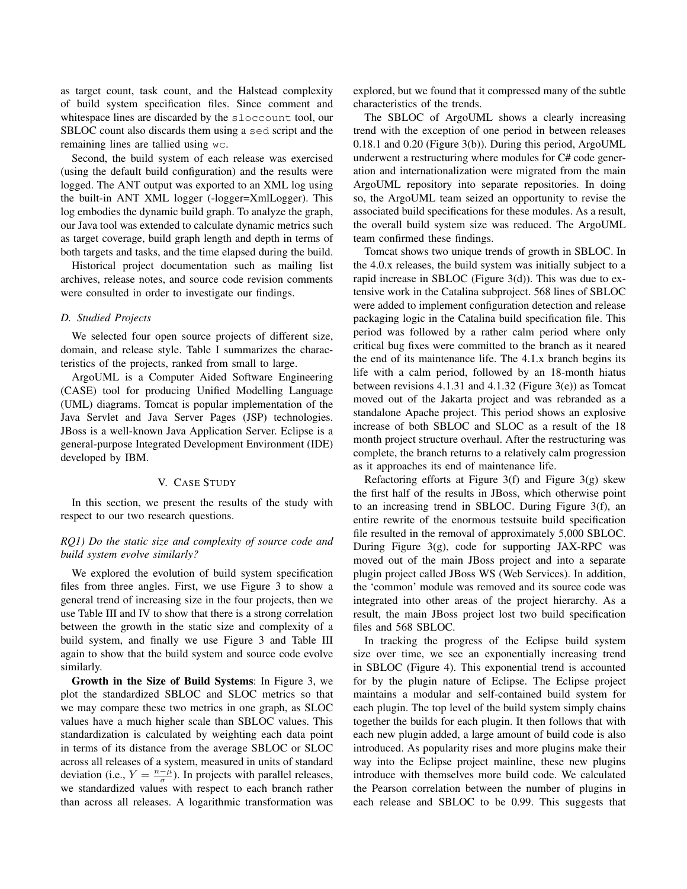as target count, task count, and the Halstead complexity of build system specification files. Since comment and whitespace lines are discarded by the `sloccount` tool, our SBLOC count also discards them using a `sed` script and the remaining lines are tallied using `wc`.

Second, the build system of each release was exercised (using the default build configuration) and the results were logged. The ANT output was exported to an XML log using the built-in ANT XML logger (-logger=XmlLogger). This log embodies the dynamic build graph. To analyze the graph, our Java tool was extended to calculate dynamic metrics such as target coverage, build graph length and depth in terms of both targets and tasks, and the time elapsed during the build.

Historical project documentation such as mailing list archives, release notes, and source code revision comments were consulted in order to investigate our findings.

### D. Studied Projects

We selected four open source projects of different size, domain, and release style. Table I summarizes the characteristics of the projects, ranked from small to large.

ArgoUML is a Computer Aided Software Engineering (CASE) tool for producing Unified Modelling Language (UML) diagrams. Tomcat is popular implementation of the Java Servlet and Java Server Pages (JSP) technologies. JBoss is a well-known Java Application Server. Eclipse is a general-purpose Integrated Development Environment (IDE) developed by IBM.

## V. Case Study

In this section, we present the results of the study with respect to our two research questions.

### *RQ1) Do the static size and complexity of source code and build system evolve similarly?*

We explored the evolution of build system specification files from three angles. First, we use Figure 3 to show a general trend of increasing size in the four projects, then we use Table III and IV to show that there is a strong correlation between the growth in the static size and complexity of a build system, and finally we use Figure 3 and Table III again to show that the build system and source code evolve similarly.

**Growth in the Size of Build Systems**: In Figure 3, we plot the standardized SBLOC and SLOC metrics so that we may compare these two metrics in one graph, as SLOC values have a much higher scale than SBLOC values. This standardization is calculated by weighting each data point in terms of its distance from the average SBLOC or SLOC across all releases of a system, measured in units of standard deviation (i.e., $Y = \frac{n-\mu}{\sigma}$). In projects with parallel releases, we standardized values with respect to each branch rather than across all releases. A logarithmic transformation was explored, but we found that it compressed many of the subtle characteristics of the trends.

The SBLOC of ArgoUML shows a clearly increasing trend with the exception of one period in between releases 0.18.1 and 0.20 (Figure 3(b)). During this period, ArgoUML underwent a restructuring where modules for C# code generation and internationalization were migrated from the main ArgoUML repository into separate repositories. In doing so, the ArgoUML team seized an opportunity to revise the associated build specifications for these modules. As a result, the overall build system size was reduced. The ArgoUML team confirmed these findings.

Tomcat shows two unique trends of growth in SBLOC. In the 4.0.x releases, the build system was initially subject to a rapid increase in SBLOC (Figure 3(d)). This was due to extensive work in the Catalina subproject. 568 lines of SBLOC were added to implement configuration detection and release packaging logic in the Catalina build specification file. This period was followed by a rather calm period where only critical bug fixes were committed to the branch as it neared the end of its maintenance life. The 4.1.x branch begins its life with a calm period, followed by an 18-month hiatus between revisions 4.1.31 and 4.1.32 (Figure 3(e)) as Tomcat moved out of the Jakarta project and was rebranded as a standalone Apache project. This period shows an explosive increase of both SBLOC and SLOC as a result of the 18 month project structure overhaul. After the restructuring was complete, the branch returns to a relatively calm progression as it approaches its end of maintenance life.

Refactoring efforts at Figure 3(f) and Figure 3(g) skew the first half of the results in JBoss, which otherwise point to an increasing trend in SBLOC. During Figure 3(f), an entire rewrite of the enormous testsuite build specification file resulted in the removal of approximately 5,000 SBLOC. During Figure 3(g), code for supporting JAX-RPC was moved out of the main JBoss project and into a separate plugin project called JBoss WS (Web Services). In addition, the 'common' module was removed and its source code was integrated into other areas of the project hierarchy. As a result, the main JBoss project lost two build specification files and 568 SBLOC.

In tracking the progress of the Eclipse build system size over time, we see an exponentially increasing trend in SBLOC (Figure 4). This exponential trend is accounted for by the plugin nature of Eclipse. The Eclipse project maintains a modular and self-contained build system for each plugin. The top level of the build system simply chains together the builds for each plugin. It then follows that with each new plugin added, a large amount of build code is also introduced. As popularity rises and more plugins make their way into the Eclipse project mainline, these new plugins introduce with themselves more build code. We calculated the Pearson correlation between the number of plugins in each release and SBLOC to be 0.99. This suggests that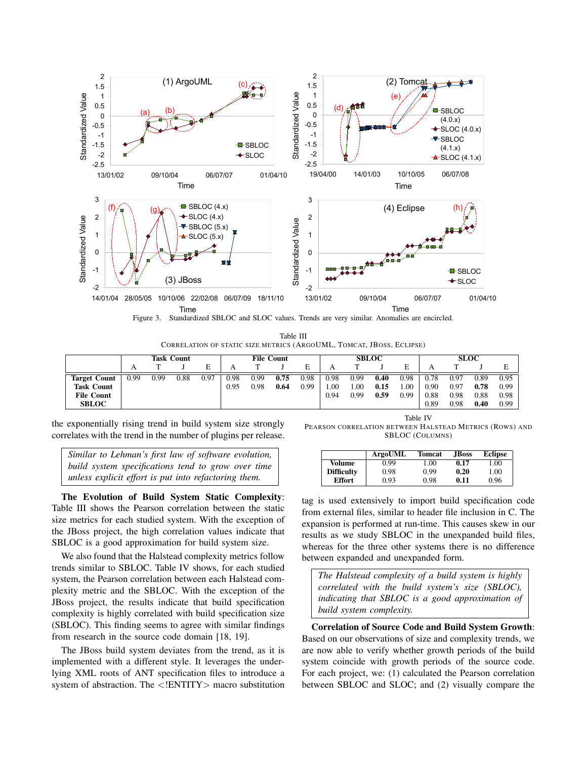Figure 3. Standardized SBLOC and SLOC values. Trends are very similar. Anomalies are encircled.

Table III
CORRELATION OF STATIC SIZE METRICS (ARGOUML, TOMCAT, JBOSS, ECLIPSE)

| | Task Count | | | | File Count | | | | SBLOC | | | | SLOC | | | |
|---|---|---|---|---|---|---|---|---|---|---|---|---|---|---|---|---|
| | A | T | J | E | A | T | J | E | A | T | J | E | A | T | J | E |
| **Target Count** | 0.99 | 0.99 | 0.88 | 0.97 | 0.98 | 0.99 | **0.75** | 0.98 | 0.98 | 0.99 | **0.40** | 0.98 | 0.78 | 0.97 | 0.89 | 0.95 |
| **Task Count** | | | | | 0.95 | 0.98 | **0.64** | 0.99 | 1.00 | 1.00 | **0.15** | 1.00 | 0.90 | 0.97 | **0.78** | 0.99 |
| **File Count** | | | | | | | | | 0.94 | 0.99 | **0.59** | 0.99 | 0.88 | 0.98 | 0.88 | 0.98 |
| **SBLOC** | | | | | | | | | | | | | 0.89 | 0.98 | **0.40** | 0.99 |

the exponentially rising trend in build system size strongly correlates with the trend in the number of plugins per release.

> *Similar to Lehman's first law of software evolution, build system specifications tend to grow over time unless explicit effort is put into refactoring them.*

**The Evolution of Build System Static Complexity**: Table III shows the Pearson correlation between the static size metrics for each studied system. With the exception of the JBoss project, the high correlation values indicate that SBLOC is a good approximation for build system size.

We also found that the Halstead complexity metrics follow trends similar to SBLOC. Table IV shows, for each studied system, the Pearson correlation between each Halstead complexity metric and the SBLOC. With the exception of the JBoss project, the results indicate that build specification complexity is highly correlated with build specification size (SBLOC). This finding seems to agree with similar findings from research in the source code domain [18, 19].

The JBoss build system deviates from the trend, as it is implemented with a different style. It leverages the underlying XML roots of ANT specification files to introduce a system of abstraction. The <!ENTITY> macro substitution tag is used extensively to import build specification code from external files, similar to header file inclusion in C. The expansion is performed at run-time. This causes skew in our results as we study SBLOC in the unexpanded build files, whereas for the three other systems there is no difference between expanded and unexpanded form.

Table IV
PEARSON CORRELATION BETWEEN HALSTEAD METRICS (ROWS) AND SBLOC (COLUMNS)

| | ArgoUML | Tomcat | JBoss | Eclipse |
|---|---|---|---|---|
| **Volume** | 0.99 | 1.00 | **0.17** | 1.00 |
| **Difficulty** | 0.98 | 0.99 | **0.20** | 1.00 |
| **Effort** | 0.93 | 0.98 | **0.11** | 0.96 |

> *The Halstead complexity of a build system is highly correlated with the build system's size (SBLOC), indicating that SBLOC is a good approximation of build system complexity.*

**Correlation of Source Code and Build System Growth**: Based on our observations of size and complexity trends, we are now able to verify whether growth periods of the build system coincide with growth periods of the source code. For each project, we: (1) calculated the Pearson correlation between SBLOC and SLOC; and (2) visually compare the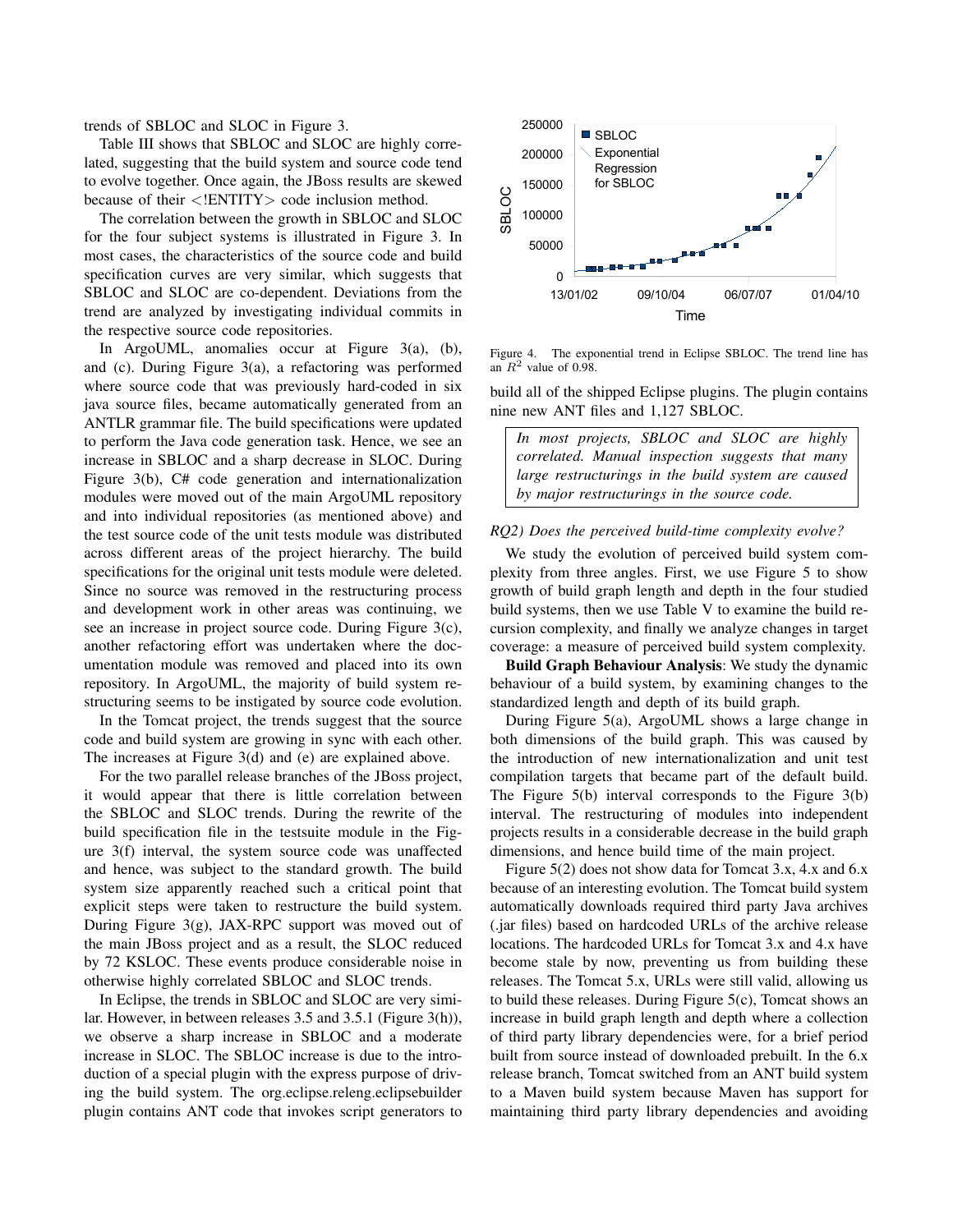trends of SBLOC and SLOC in Figure 3.

Table III shows that SBLOC and SLOC are highly correlated, suggesting that the build system and source code tend to evolve together. Once again, the JBoss results are skewed because of their <!ENTITY> code inclusion method.

The correlation between the growth in SBLOC and SLOC for the four subject systems is illustrated in Figure 3. In most cases, the characteristics of the source code and build specification curves are very similar, which suggests that SBLOC and SLOC are co-dependent. Deviations from the trend are analyzed by investigating individual commits in the respective source code repositories.

In ArgoUML, anomalies occur at Figure 3(a), (b), and (c). During Figure 3(a), a refactoring was performed where source code that was previously hard-coded in six java source files, became automatically generated from an ANTLR grammar file. The build specifications were updated to perform the Java code generation task. Hence, we see an increase in SBLOC and a sharp decrease in SLOC. During Figure 3(b), C# code generation and internationalization modules were moved out of the main ArgoUML repository and into individual repositories (as mentioned above) and the test source code of the unit tests module was distributed across different areas of the project hierarchy. The build specifications for the original unit tests module were deleted. Since no source was removed in the restructuring process and development work in other areas was continuing, we see an increase in project source code. During Figure 3(c), another refactoring effort was undertaken where the documentation module was removed and placed into its own repository. In ArgoUML, the majority of build system restructuring seems to be instigated by source code evolution.

In the Tomcat project, the trends suggest that the source code and build system are growing in sync with each other. The increases at Figure 3(d) and (e) are explained above.

For the two parallel release branches of the JBoss project, it would appear that there is little correlation between the SBLOC and SLOC trends. During the rewrite of the build specification file in the testsuite module in the Figure 3(f) interval, the system source code was unaffected and hence, was subject to the standard growth. The build system size apparently reached such a critical point that explicit steps were taken to restructure the build system. During Figure 3(g), JAX-RPC support was moved out of the main JBoss project and as a result, the SLOC reduced by 72 KSLOC. These events produce considerable noise in otherwise highly correlated SBLOC and SLOC trends.

In Eclipse, the trends in SBLOC and SLOC are very similar. However, in between releases 3.5 and 3.5.1 (Figure 3(h)), we observe a sharp increase in SBLOC and a moderate increase in SLOC. The SBLOC increase is due to the introduction of a special plugin with the express purpose of driving the build system. The org.eclipse.releng.eclipsebuilder plugin contains ANT code that invokes script generators to build all of the shipped Eclipse plugins. The plugin contains nine new ANT files and 1,127 SBLOC.

Figure 4. The exponential trend in Eclipse SBLOC. The trend line has an $R^2$ value of 0.98.

> *In most projects, SBLOC and SLOC are highly correlated. Manual inspection suggests that many large restructurings in the build system are caused by major restructurings in the source code.*

*RQ2) Does the perceived build-time complexity evolve?*

We study the evolution of perceived build system complexity from three angles. First, we use Figure 5 to show growth of build graph length and depth in the four studied build systems, then we use Table V to examine the build recursion complexity, and finally we analyze changes in target coverage: a measure of perceived build system complexity.

**Build Graph Behaviour Analysis**: We study the dynamic behaviour of a build system, by examining changes to the standardized length and depth of its build graph.

During Figure 5(a), ArgoUML shows a large change in both dimensions of the build graph. This was caused by the introduction of new internationalization and unit test compilation targets that became part of the default build. The Figure 5(b) interval corresponds to the Figure 3(b) interval. The restructuring of modules into independent projects results in a considerable decrease in the build graph dimensions, and hence build time of the main project.

Figure 5(2) does not show data for Tomcat 3.x, 4.x and 6.x because of an interesting evolution. The Tomcat build system automatically downloads required third party Java archives (.jar files) based on hardcoded URLs of the archive release locations. The hardcoded URLs for Tomcat 3.x and 4.x have become stale by now, preventing us from building these releases. The Tomcat 5.x, URLs were still valid, allowing us to build these releases. During Figure 5(c), Tomcat shows an increase in build graph length and depth where a collection of third party library dependencies were, for a brief period built from source instead of downloaded prebuilt. In the 6.x release branch, Tomcat switched from an ANT build system to a Maven build system because Maven has support for maintaining third party library dependencies and avoiding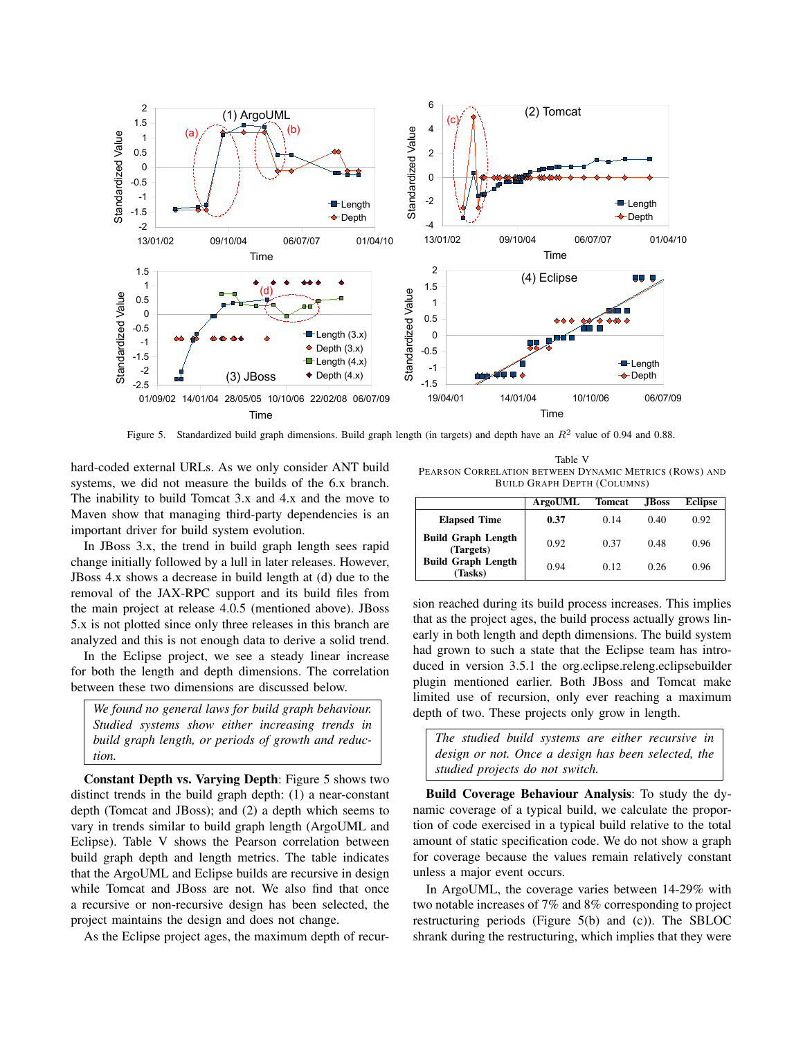Figure 5. Standardized build graph dimensions. Build graph length (in targets) and depth have an $R^2$ value of 0.94 and 0.88.

hard-coded external URLs. As we only consider ANT build systems, we did not measure the builds of the 6.x branch. The inability to build Tomcat 3.x and 4.x and the move to Maven show that managing third-party dependencies is an important driver for build system evolution.

In JBoss 3.x, the trend in build graph length sees rapid change initially followed by a lull in later releases. However, JBoss 4.x shows a decrease in build length at (d) due to the removal of the JAX-RPC support and its build files from the main project at release 4.0.5 (mentioned above). JBoss 5.x is not plotted since only three releases in this branch are analyzed and this is not enough data to derive a solid trend.

In the Eclipse project, we see a steady linear increase for both the length and depth dimensions. The correlation between these two dimensions are discussed below.

> *We found no general laws for build graph behaviour. Studied systems show either increasing trends in build graph length, or periods of growth and reduction.*

**Constant Depth vs. Varying Depth**: Figure 5 shows two distinct trends in the build graph depth: (1) a near-constant depth (Tomcat and JBoss); and (2) a depth which seems to vary in trends similar to build graph length (ArgoUML and Eclipse). Table V shows the Pearson correlation between build graph depth and length metrics. The table indicates that the ArgoUML and Eclipse builds are recursive in design while Tomcat and JBoss are not. We also find that once a recursive or non-recursive design has been selected, the project maintains the design and does not change.

As the Eclipse project ages, the maximum depth of recursion reached during its build process increases. This implies that as the project ages, the build process actually grows linearly in both length and depth dimensions. The build system had grown to such a state that the Eclipse team has introduced in version 3.5.1 the org.eclipse.releng.eclipsebuilder plugin mentioned earlier. Both JBoss and Tomcat make limited use of recursion, only ever reaching a maximum depth of two. These projects only grow in length.

Table V
PEARSON CORRELATION BETWEEN DYNAMIC METRICS (ROWS) AND BUILD GRAPH DEPTH (COLUMNS)

| | ArgoUML | Tomcat | JBoss | Eclipse |
|---|---|---|---|---|
| **Elapsed Time** | **0.37** | 0.14 | 0.40 | 0.92 |
| **Build Graph Length (Targets)** | 0.92 | 0.37 | 0.48 | 0.96 |
| **Build Graph Length (Tasks)** | 0.94 | 0.12 | 0.26 | 0.96 |

> *The studied build systems are either recursive in design or not. Once a design has been selected, the studied projects do not switch.*

**Build Coverage Behaviour Analysis**: To study the dynamic coverage of a typical build, we calculate the proportion of code exercised in a typical build relative to the total amount of static specification code. We do not show a graph for coverage because the values remain relatively constant unless a major event occurs.

In ArgoUML, the coverage varies between 14-29% with two notable increases of 7% and 8% corresponding to project restructuring periods (Figure 5(b) and (c)). The SBLOC shrank during the restructuring, which implies that they were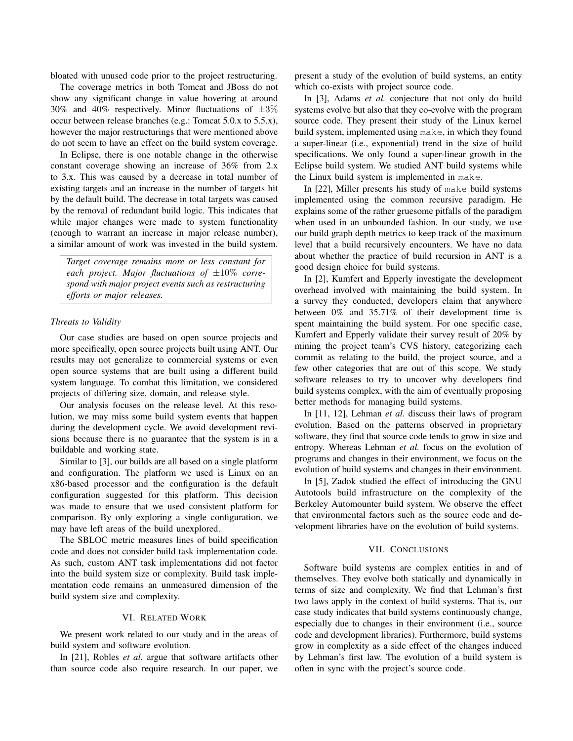bloated with unused code prior to the project restructuring.

The coverage metrics in both Tomcat and JBoss do not show any significant change in value hovering at around 30% and 40% respectively. Minor fluctuations of $\pm 3\%$ occur between release branches (e.g.: Tomcat 5.0.x to 5.5.x), however the major restructurings that were mentioned above do not seem to have an effect on the build system coverage.

In Eclipse, there is one notable change in the otherwise constant coverage showing an increase of 36% from 2.x to 3.x. This was caused by a decrease in total number of existing targets and an increase in the number of targets hit by the default build. The decrease in total targets was caused by the removal of redundant build logic. This indicates that while major changes were made to system functionality (enough to warrant an increase in major release number), a similar amount of work was invested in the build system.

> *Target coverage remains more or less constant for each project. Major fluctuations of $\pm 10\%$ correspond with major project events such as restructuring efforts or major releases.*

*Threats to Validity*

Our case studies are based on open source projects and more specifically, open source projects built using ANT. Our results may not generalize to commercial systems or even open source systems that are built using a different build system language. To combat this limitation, we considered projects of differing size, domain, and release style.

Our analysis focuses on the release level. At this resolution, we may miss some build system events that happen during the development cycle. We avoid development revisions because there is no guarantee that the system is in a buildable and working state.

Similar to [3], our builds are all based on a single platform and configuration. The platform we used is Linux on an x86-based processor and the configuration is the default configuration suggested for this platform. This decision was made to ensure that we used consistent platform for comparison. By only exploring a single configuration, we may have left areas of the build unexplored.

The SBLOC metric measures lines of build specification code and does not consider build task implementation code. As such, custom ANT task implementations did not factor into the build system size or complexity. Build task implementation code remains an unmeasured dimension of the build system size and complexity.

## VI. Related Work

We present work related to our study and in the areas of build system and software evolution.

In [21], Robles *et al.* argue that software artifacts other than source code also require research. In our paper, we present a study of the evolution of build systems, an entity which co-exists with project source code.

In [3], Adams *et al.* conjecture that not only do build systems evolve but also that they co-evolve with the program source code. They present their study of the Linux kernel build system, implemented using `make`, in which they found a super-linear (i.e., exponential) trend in the size of build specifications. We only found a super-linear growth in the Eclipse build system. We studied ANT build systems while the Linux build system is implemented in `make`.

In [22], Miller presents his study of `make` build systems implemented using the common recursive paradigm. He explains some of the rather gruesome pitfalls of the paradigm when used in an unbounded fashion. In our study, we use our build graph depth metrics to keep track of the maximum level that a build recursively encounters. We have no data about whether the practice of build recursion in ANT is a good design choice for build systems.

In [2], Kumfert and Epperly investigate the development overhead involved with maintaining the build system. In a survey they conducted, developers claim that anywhere between 0% and 35.71% of their development time is spent maintaining the build system. For one specific case, Kumfert and Epperly validate their survey result of 20% by mining the project team's CVS history, categorizing each commit as relating to the build, the project source, and a few other categories that are out of this scope. We study software releases to try to uncover why developers find build systems complex, with the aim of eventually proposing better methods for managing build systems.

In [11, 12], Lehman *et al.* discuss their laws of program evolution. Based on the patterns observed in proprietary software, they find that source code tends to grow in size and entropy. Whereas Lehman *et al.* focus on the evolution of programs and changes in their environment, we focus on the evolution of build systems and changes in their environment.

In [5], Zadok studied the effect of introducing the GNU Autotools build infrastructure on the complexity of the Berkeley Automounter build system. We observe the effect that environmental factors such as the source code and development libraries have on the evolution of build systems.

## VII. Conclusions

Software build systems are complex entities in and of themselves. They evolve both statically and dynamically in terms of size and complexity. We find that Lehman's first two laws apply in the context of build systems. That is, our case study indicates that build systems continuously change, especially due to changes in their environment (i.e., source code and development libraries). Furthermore, build systems grow in complexity as a side effect of the changes induced by Lehman's first law. The evolution of a build system is often in sync with the project's source code.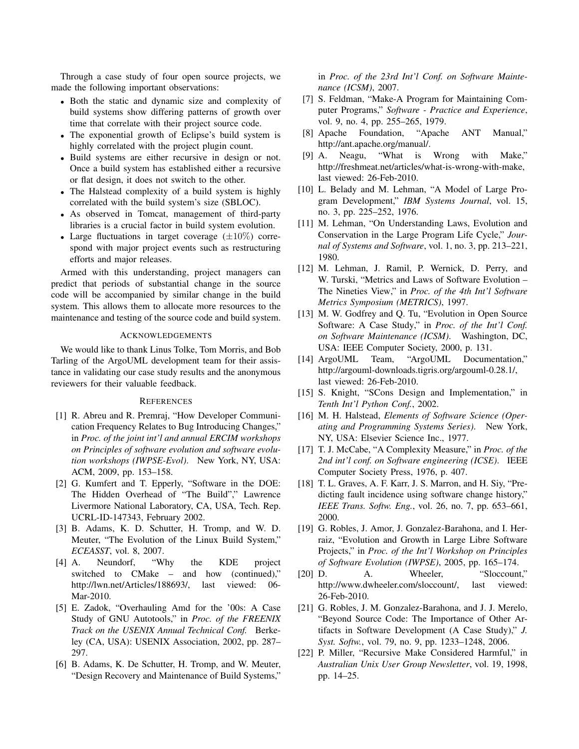Through a case study of four open source projects, we made the following important observations:

- Both the static and dynamic size and complexity of build systems show differing patterns of growth over time that correlate with their project source code.
- The exponential growth of Eclipse's build system is highly correlated with the project plugin count.
- Build systems are either recursive in design or not. Once a build system has established either a recursive or flat design, it does not switch to the other.
- The Halstead complexity of a build system is highly correlated with the build system's size (SBLOC).
- As observed in Tomcat, management of third-party libraries is a crucial factor in build system evolution.
- Large fluctuations in target coverage ($\pm 10\%$) correspond with major project events such as restructuring efforts and major releases.

Armed with this understanding, project managers can predict that periods of substantial change in the source code will be accompanied by similar change in the build system. This allows them to allocate more resources to the maintenance and testing of the source code and build system.

## Acknowledgements

We would like to thank Linus Tolke, Tom Morris, and Bob Tarling of the ArgoUML development team for their assistance in validating our case study results and the anonymous reviewers for their valuable feedback.

## References

[1] R. Abreu and R. Premraj, "How Developer Communication Frequency Relates to Bug Introducing Changes," in *Proc. of the joint int'l and annual ERCIM workshops on Principles of software evolution and software evolution workshops (IWPSE-Evol)*. New York, NY, USA: ACM, 2009, pp. 153–158.

[2] G. Kumfert and T. Epperly, "Software in the DOE: The Hidden Overhead of "The Build"," Lawrence Livermore National Laboratory, CA, USA, Tech. Rep. UCRL-ID-147343, February 2002.

[3] B. Adams, K. D. Schutter, H. Tromp, and W. D. Meuter, "The Evolution of the Linux Build System," *ECEASST*, vol. 8, 2007.

[4] A. Neundorf, "Why the KDE project switched to CMake – and how (continued)," http://lwn.net/Articles/188693/, last viewed: 06-Mar-2010.

[5] E. Zadok, "Overhauling Amd for the '00s: A Case Study of GNU Autotools," in *Proc. of the FREENIX Track on the USENIX Annual Technical Conf.* Berkeley (CA, USA): USENIX Association, 2002, pp. 287–297.

[6] B. Adams, K. De Schutter, H. Tromp, and W. Meuter, "Design Recovery and Maintenance of Build Systems," in *Proc. of the 23rd Int'l Conf. on Software Maintenance (ICSM)*, 2007.

[7] S. Feldman, "Make-A Program for Maintaining Computer Programs," *Software - Practice and Experience*, vol. 9, no. 4, pp. 255–265, 1979.

[8] Apache Foundation, "Apache ANT Manual," http://ant.apache.org/manual/.

[9] A. Neagu, "What is Wrong with Make," http://freshmeat.net/articles/what-is-wrong-with-make, last viewed: 26-Feb-2010.

[10] L. Belady and M. Lehman, "A Model of Large Program Development," *IBM Systems Journal*, vol. 15, no. 3, pp. 225–252, 1976.

[11] M. Lehman, "On Understanding Laws, Evolution and Conservation in the Large Program Life Cycle," *Journal of Systems and Software*, vol. 1, no. 3, pp. 213–221, 1980.

[12] M. Lehman, J. Ramil, P. Wernick, D. Perry, and W. Turski, "Metrics and Laws of Software Evolution – The Nineties View," in *Proc. of the 4th Int'l Software Metrics Symposium (METRICS)*, 1997.

[13] M. W. Godfrey and Q. Tu, "Evolution in Open Source Software: A Case Study," in *Proc. of the Int'l Conf. on Software Maintenance (ICSM)*. Washington, DC, USA: IEEE Computer Society, 2000, p. 131.

[14] ArgoUML Team, "ArgoUML Documentation," http://argouml-downloads.tigris.org/argouml-0.28.1/, last viewed: 26-Feb-2010.

[15] S. Knight, "SCons Design and Implementation," in *Tenth Int'l Python Conf.*, 2002.

[16] M. H. Halstead, *Elements of Software Science (Operating and Programming Systems Series)*. New York, NY, USA: Elsevier Science Inc., 1977.

[17] T. J. McCabe, "A Complexity Measure," in *Proc. of the 2nd int'l conf. on Software engineering (ICSE)*. IEEE Computer Society Press, 1976, p. 407.

[18] T. L. Graves, A. F. Karr, J. S. Marron, and H. Siy, "Predicting fault incidence using software change history," *IEEE Trans. Softw. Eng.*, vol. 26, no. 7, pp. 653–661, 2000.

[19] G. Robles, J. Amor, J. Gonzalez-Barahona, and I. Herraiz, "Evolution and Growth in Large Libre Software Projects," in *Proc. of the Int'l Workshop on Principles of Software Evolution (IWPSE)*, 2005, pp. 165–174.

[20] D. A. Wheeler, "Sloccount," http://www.dwheeler.com/sloccount/, last viewed: 26-Feb-2010.

[21] G. Robles, J. M. Gonzalez-Barahona, and J. J. Merelo, "Beyond Source Code: The Importance of Other Artifacts in Software Development (A Case Study)," *J. Syst. Softw.*, vol. 79, no. 9, pp. 1233–1248, 2006.

[22] P. Miller, "Recursive Make Considered Harmful," in *Australian Unix User Group Newsletter*, vol. 19, 1998, pp. 14–25.